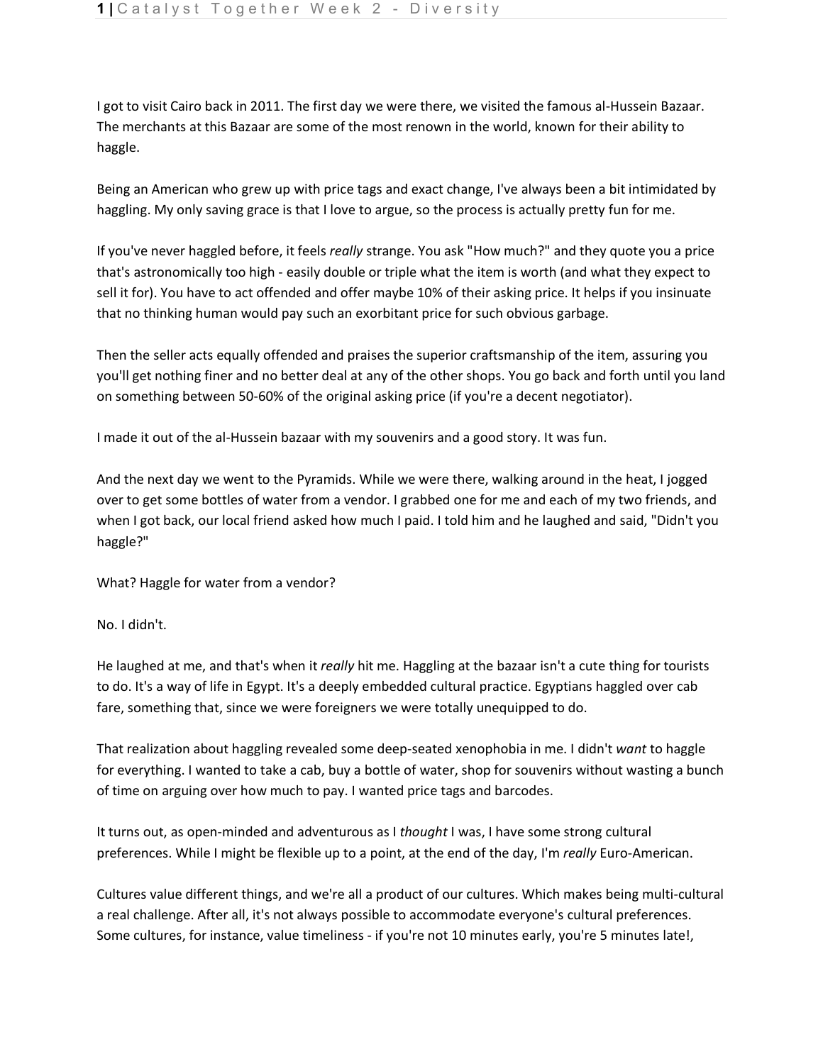I got to visit Cairo back in 2011. The first day we were there, we visited the famous al-Hussein Bazaar. The merchants at this Bazaar are some of the most renown in the world, known for their ability to haggle.

Being an American who grew up with price tags and exact change, I've always been a bit intimidated by haggling. My only saving grace is that I love to argue, so the process is actually pretty fun for me.

If you've never haggled before, it feels *really* strange. You ask "How much?" and they quote you a price that's astronomically too high - easily double or triple what the item is worth (and what they expect to sell it for). You have to act offended and offer maybe 10% of their asking price. It helps if you insinuate that no thinking human would pay such an exorbitant price for such obvious garbage.

Then the seller acts equally offended and praises the superior craftsmanship of the item, assuring you you'll get nothing finer and no better deal at any of the other shops. You go back and forth until you land on something between 50-60% of the original asking price (if you're a decent negotiator).

I made it out of the al-Hussein bazaar with my souvenirs and a good story. It was fun.

And the next day we went to the Pyramids. While we were there, walking around in the heat, I jogged over to get some bottles of water from a vendor. I grabbed one for me and each of my two friends, and when I got back, our local friend asked how much I paid. I told him and he laughed and said, "Didn't you haggle?"

What? Haggle for water from a vendor?

No. I didn't.

He laughed at me, and that's when it *really* hit me. Haggling at the bazaar isn't a cute thing for tourists to do. It's a way of life in Egypt. It's a deeply embedded cultural practice. Egyptians haggled over cab fare, something that, since we were foreigners we were totally unequipped to do.

That realization about haggling revealed some deep-seated xenophobia in me. I didn't *want* to haggle for everything. I wanted to take a cab, buy a bottle of water, shop for souvenirs without wasting a bunch of time on arguing over how much to pay. I wanted price tags and barcodes.

It turns out, as open-minded and adventurous as I *thought* I was, I have some strong cultural preferences. While I might be flexible up to a point, at the end of the day, I'm *really* Euro-American.

Cultures value different things, and we're all a product of our cultures. Which makes being multi-cultural a real challenge. After all, it's not always possible to accommodate everyone's cultural preferences. Some cultures, for instance, value timeliness - if you're not 10 minutes early, you're 5 minutes late!,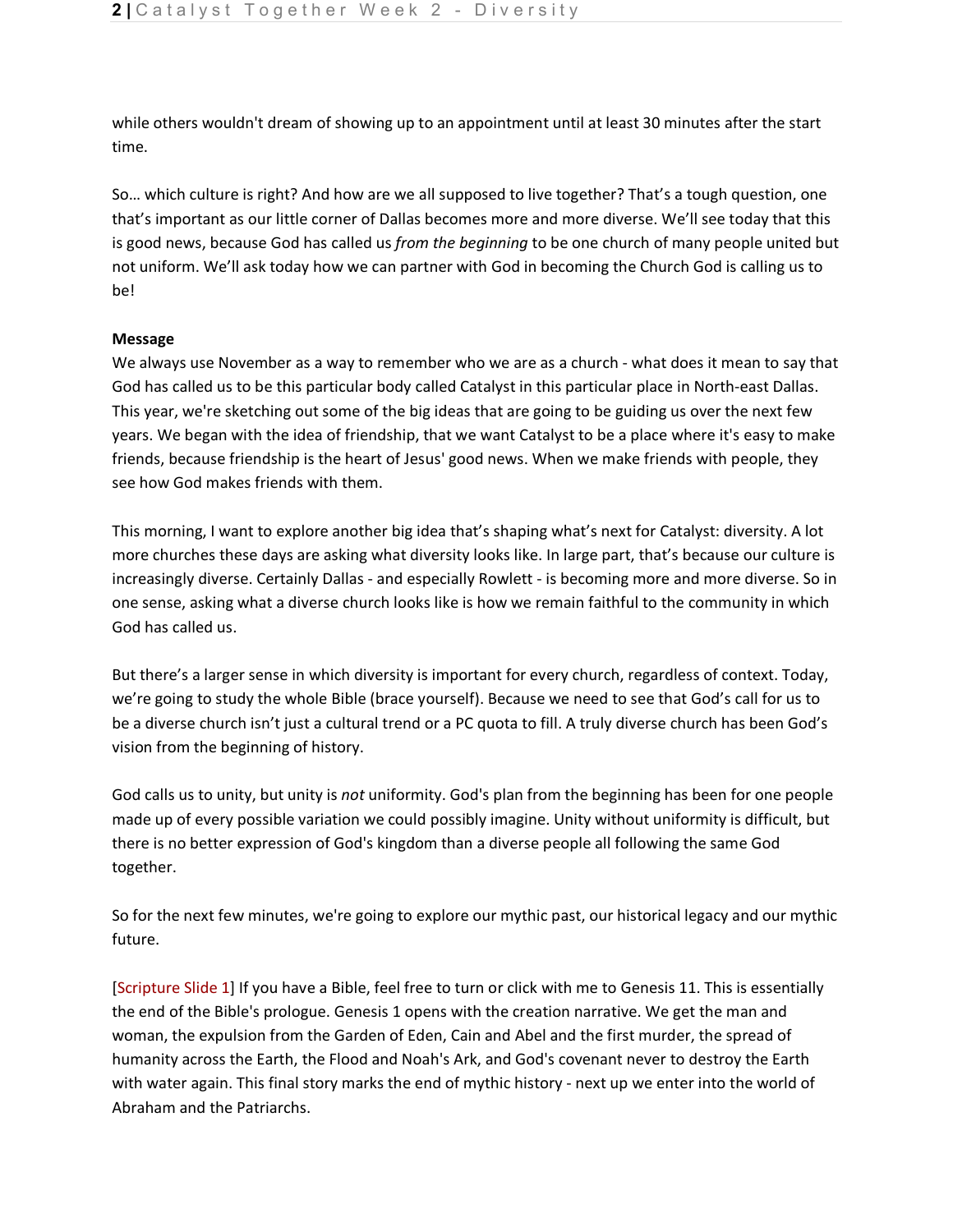while others wouldn't dream of showing up to an appointment until at least 30 minutes after the start time.

So… which culture is right? And how are we all supposed to live together? That's a tough question, one that's important as our little corner of Dallas becomes more and more diverse. We'll see today that this is good news, because God has called us *from the beginning* to be one church of many people united but not uniform. We'll ask today how we can partner with God in becoming the Church God is calling us to be!

**Message**

We always use November as a way to remember who we are as a church - what does it mean to say that God has called us to be this particular body called Catalyst in this particular place in North-east Dallas. This year, we're sketching out some of the big ideas that are going to be guiding us over the next few years. We began with the idea of friendship, that we want Catalyst to be a place where it's easy to make friends, because friendship is the heart of Jesus' good news. When we make friends with people, they see how God makes friends with them.

This morning, I want to explore another big idea that's shaping what's next for Catalyst: diversity. A lot more churches these days are asking what diversity looks like. In large part, that's because our culture is increasingly diverse. Certainly Dallas - and especially Rowlett - is becoming more and more diverse. So in one sense, asking what a diverse church looks like is how we remain faithful to the community in which God has called us.

But there's a larger sense in which diversity is important for every church, regardless of context. Today, we're going to study the whole Bible (brace yourself). Because we need to see that God's call for us to be a diverse church isn't just a cultural trend or a PC quota to fill. A truly diverse church has been God's vision from the beginning of history.

God calls us to unity, but unity is *not* uniformity. God's plan from the beginning has been for one people made up of every possible variation we could possibly imagine. Unity without uniformity is difficult, but there is no better expression of God's kingdom than a diverse people all following the same God together.

So for the next few minutes, we're going to explore our mythic past, our historical legacy and our mythic future.

[Scripture Slide 1] If you have a Bible, feel free to turn or click with me to Genesis 11. This is essentially the end of the Bible's prologue. Genesis 1 opens with the creation narrative. We get the man and woman, the expulsion from the Garden of Eden, Cain and Abel and the first murder, the spread of humanity across the Earth, the Flood and Noah's Ark, and God's covenant never to destroy the Earth with water again. This final story marks the end of mythic history - next up we enter into the world of Abraham and the Patriarchs.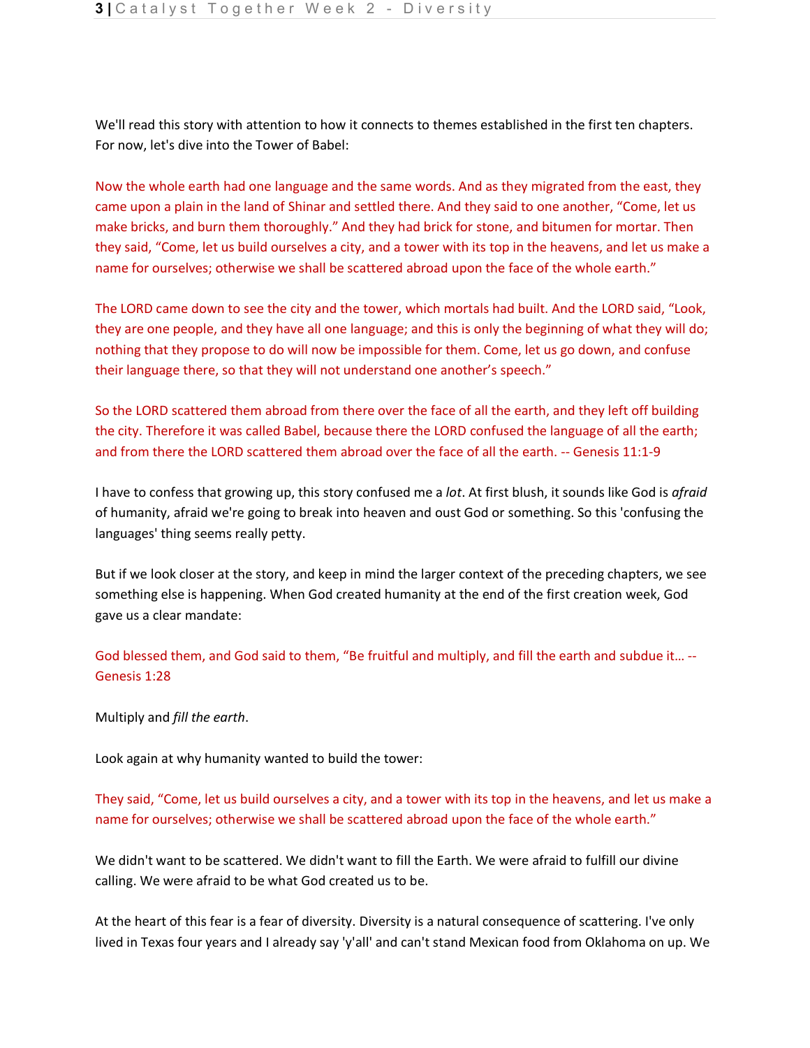We'll read this story with attention to how it connects to themes established in the first ten chapters. For now, let's dive into the Tower of Babel:

Now the whole earth had one language and the same words. And as they migrated from the east, they came upon a plain in the land of Shinar and settled there. And they said to one another, "Come, let us make bricks, and burn them thoroughly." And they had brick for stone, and bitumen for mortar. Then they said, "Come, let us build ourselves a city, and a tower with its top in the heavens, and let us make a name for ourselves; otherwise we shall be scattered abroad upon the face of the whole earth."

The LORD came down to see the city and the tower, which mortals had built. And the LORD said, "Look, they are one people, and they have all one language; and this is only the beginning of what they will do; nothing that they propose to do will now be impossible for them. Come, let us go down, and confuse their language there, so that they will not understand one another's speech."

So the LORD scattered them abroad from there over the face of all the earth, and they left off building the city. Therefore it was called Babel, because there the LORD confused the language of all the earth; and from there the LORD scattered them abroad over the face of all the earth. -- Genesis 11:1-9

I have to confess that growing up, this story confused me a *lot*. At first blush, it sounds like God is *afraid* of humanity, afraid we're going to break into heaven and oust God or something. So this 'confusing the languages' thing seems really petty.

But if we look closer at the story, and keep in mind the larger context of the preceding chapters, we see something else is happening. When God created humanity at the end of the first creation week, God gave us a clear mandate:

God blessed them, and God said to them, "Be fruitful and multiply, and fill the earth and subdue it… -- Genesis 1:28

Multiply and *fill the earth*.

Look again at why humanity wanted to build the tower:

They said, "Come, let us build ourselves a city, and a tower with its top in the heavens, and let us make a name for ourselves; otherwise we shall be scattered abroad upon the face of the whole earth."

We didn't want to be scattered. We didn't want to fill the Earth. We were afraid to fulfill our divine calling. We were afraid to be what God created us to be.

At the heart of this fear is a fear of diversity. Diversity is a natural consequence of scattering. I've only lived in Texas four years and I already say 'y'all' and can't stand Mexican food from Oklahoma on up. We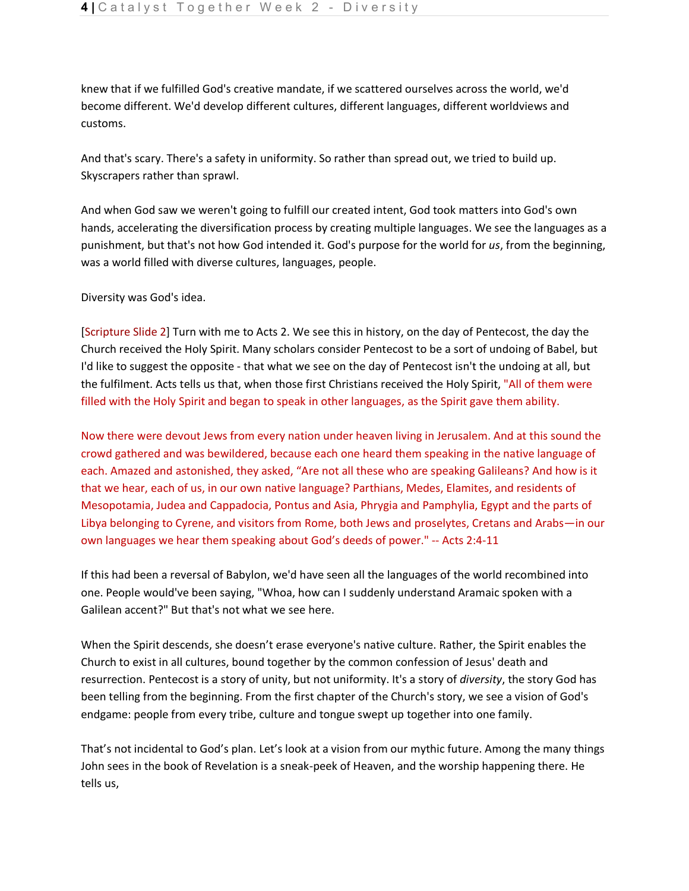knew that if we fulfilled God's creative mandate, if we scattered ourselves across the world, we'd become different. We'd develop different cultures, different languages, different worldviews and customs.

And that's scary. There's a safety in uniformity. So rather than spread out, we tried to build up. Skyscrapers rather than sprawl.

And when God saw we weren't going to fulfill our created intent, God took matters into God's own hands, accelerating the diversification process by creating multiple languages. We see the languages as a punishment, but that's not how God intended it. God's purpose for the world for *us*, from the beginning, was a world filled with diverse cultures, languages, people.

Diversity was God's idea.

[Scripture Slide 2] Turn with me to Acts 2. We see this in history, on the day of Pentecost, the day the Church received the Holy Spirit. Many scholars consider Pentecost to be a sort of undoing of Babel, but I'd like to suggest the opposite - that what we see on the day of Pentecost isn't the undoing at all, but the fulfilment. Acts tells us that, when those first Christians received the Holy Spirit, "All of them were filled with the Holy Spirit and began to speak in other languages, as the Spirit gave them ability.

Now there were devout Jews from every nation under heaven living in Jerusalem. And at this sound the crowd gathered and was bewildered, because each one heard them speaking in the native language of each. Amazed and astonished, they asked, "Are not all these who are speaking Galileans? And how is it that we hear, each of us, in our own native language? Parthians, Medes, Elamites, and residents of Mesopotamia, Judea and Cappadocia, Pontus and Asia, Phrygia and Pamphylia, Egypt and the parts of Libya belonging to Cyrene, and visitors from Rome, both Jews and proselytes, Cretans and Arabs—in our own languages we hear them speaking about God's deeds of power." -- Acts 2:4-11

If this had been a reversal of Babylon, we'd have seen all the languages of the world recombined into one. People would've been saying, "Whoa, how can I suddenly understand Aramaic spoken with a Galilean accent?" But that's not what we see here.

When the Spirit descends, she doesn't erase everyone's native culture. Rather, the Spirit enables the Church to exist in all cultures, bound together by the common confession of Jesus' death and resurrection. Pentecost is a story of unity, but not uniformity. It's a story of *diversity*, the story God has been telling from the beginning. From the first chapter of the Church's story, we see a vision of God's endgame: people from every tribe, culture and tongue swept up together into one family.

That's not incidental to God's plan. Let's look at a vision from our mythic future. Among the many things John sees in the book of Revelation is a sneak-peek of Heaven, and the worship happening there. He tells us,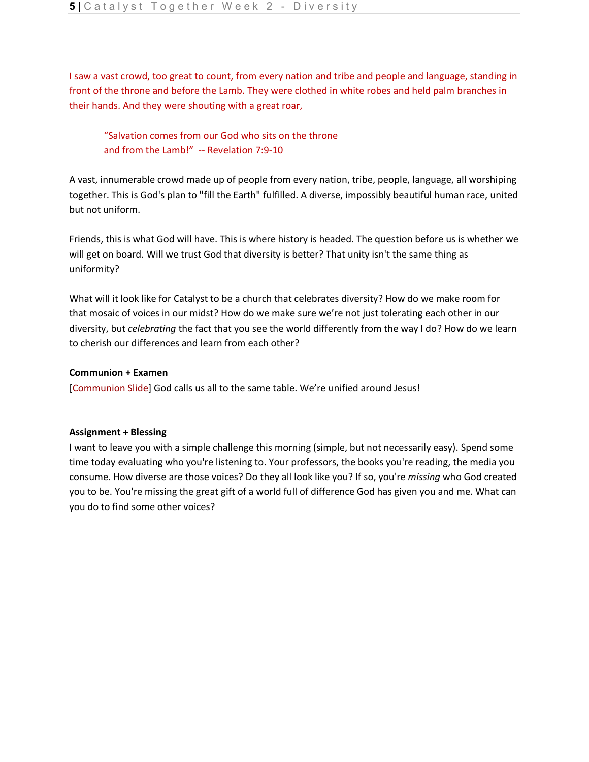I saw a vast crowd, too great to count, from every nation and tribe and people and language, standing in front of the throne and before the Lamb. They were clothed in white robes and held palm branches in their hands. And they were shouting with a great roar,

> "Salvation comes from our God who sits on the throne
> and from the Lamb!" -- Revelation 7:9-10

A vast, innumerable crowd made up of people from every nation, tribe, people, language, all worshiping together. This is God's plan to "fill the Earth" fulfilled. A diverse, impossibly beautiful human race, united but not uniform.

Friends, this is what God will have. This is where history is headed. The question before us is whether we will get on board. Will we trust God that diversity is better? That unity isn't the same thing as uniformity?

What will it look like for Catalyst to be a church that celebrates diversity? How do we make room for that mosaic of voices in our midst? How do we make sure we're not just tolerating each other in our diversity, but *celebrating* the fact that you see the world differently from the way I do? How do we learn to cherish our differences and learn from each other?

**Communion + Examen**

[Communion Slide] God calls us all to the same table. We're unified around Jesus!

**Assignment + Blessing**

I want to leave you with a simple challenge this morning (simple, but not necessarily easy). Spend some time today evaluating who you're listening to. Your professors, the books you're reading, the media you consume. How diverse are those voices? Do they all look like you? If so, you're *missing* who God created you to be. You're missing the great gift of a world full of difference God has given you and me. What can you do to find some other voices?